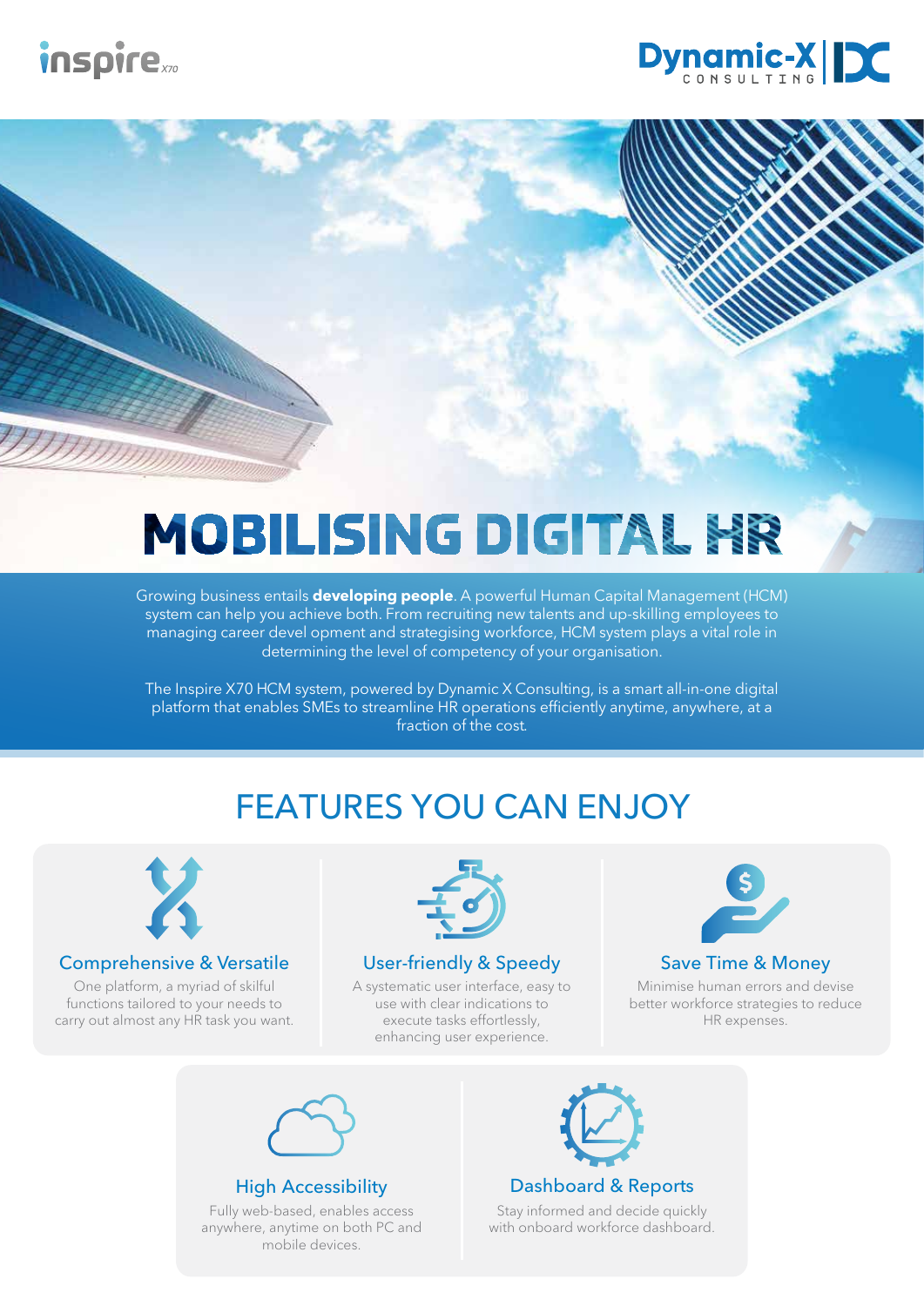inspire X70

Dynamic-X CONSULTING

# MOBILISING DIGITAL HR

Growing business entails **developing people**. A powerful Human Capital Management (HCM) system can help you achieve both. From recruiting new talents and up-skilling employees to managing career devel opment and strategising workforce, HCM system plays a vital role in determining the level of competency of your organisation.

The Inspire X70 HCM system, powered by Dynamic X Consulting, is a smart all-in-one digital platform that enables SMEs to streamline HR operations efficiently anytime, anywhere, at a fraction of the cost.

## FEATURES YOU CAN ENJOY

### Comprehensive & Versatile

One platform, a myriad of skilful functions tailored to your needs to carry out almost any HR task you want.

### User-friendly & Speedy

A systematic user interface, easy to use with clear indications to execute tasks effortlessly, enhancing user experience.

### Save Time & Money

Minimise human errors and devise better workforce strategies to reduce HR expenses.

### High Accessibility

Fully web-based, enables access anywhere, anytime on both PC and mobile devices.

### Dashboard & Reports

Stay informed and decide quickly with onboard workforce dashboard.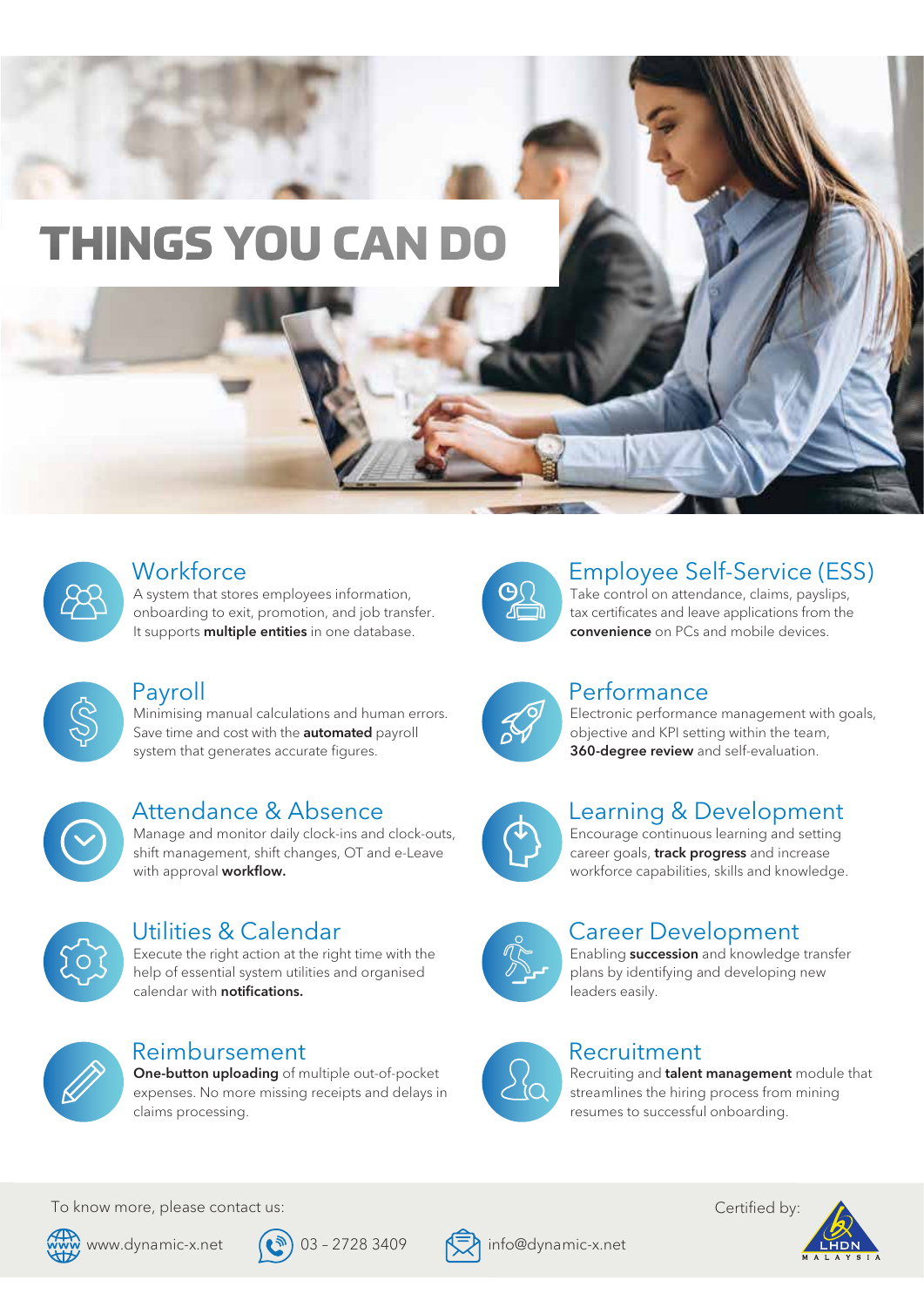# THINGS YOU CAN DO

## Workforce

A system that stores employees information, onboarding to exit, promotion, and job transfer. It supports **multiple entities** in one database.

## Payroll

Minimising manual calculations and human errors. Save time and cost with the **automated** payroll system that generates accurate figures.

## Attendance & Absence

Manage and monitor daily clock-ins and clock-outs, shift management, shift changes, OT and e-Leave with approval **workflow.**

## Utilities & Calendar

Execute the right action at the right time with the help of essential system utilities and organised calendar with **notifications.**

## Reimbursement

**One-button uploading** of multiple out-of-pocket expenses. No more missing receipts and delays in claims processing.

## Employee Self-Service (ESS)

Take control on attendance, claims, payslips, tax certificates and leave applications from the **convenience** on PCs and mobile devices.

## Performance

Electronic performance management with goals, objective and KPI setting within the team, **360-degree review** and self-evaluation.

## Learning & Development

Encourage continuous learning and setting career goals, **track progress** and increase workforce capabilities, skills and knowledge.

## Career Development

Enabling **succession** and knowledge transfer plans by identifying and developing new leaders easily.

## Recruitment

Recruiting and **talent management** module that streamlines the hiring process from mining resumes to successful onboarding.

To know more, please contact us:

www.dynamic-x.net

03 – 2728 3409

info@dynamic-x.net

Certified by: LHDN MALAYSIA